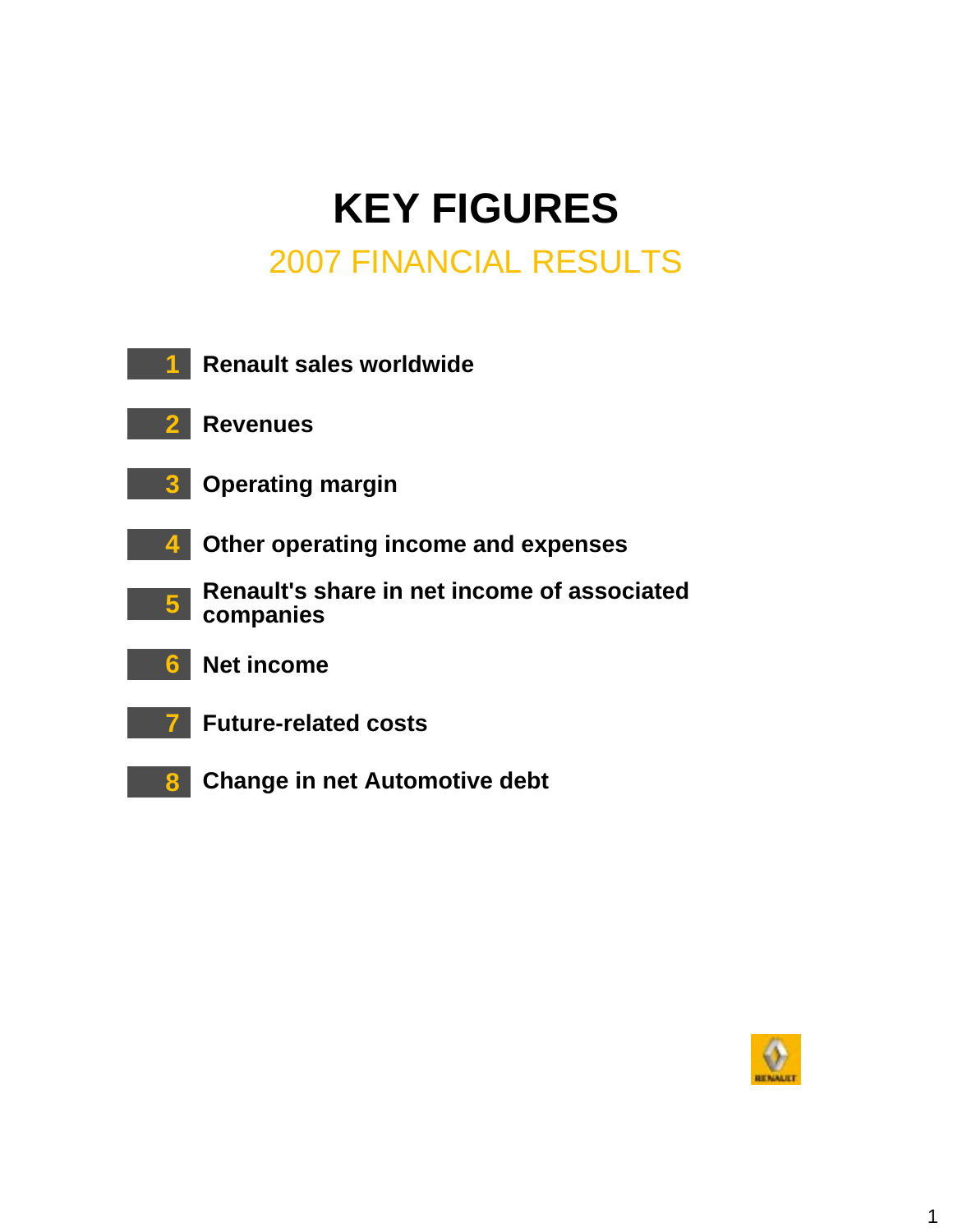# KEY FIGURES

## 2007 FINANCIAL RESULTS

1. **Renault sales worldwide**
2. **Revenues**
3. **Operating margin**
4. **Other operating income and expenses**
5. **Renault's share in net income of associated companies**
6. **Net income**
7. **Future-related costs**
8. **Change in net Automotive debt**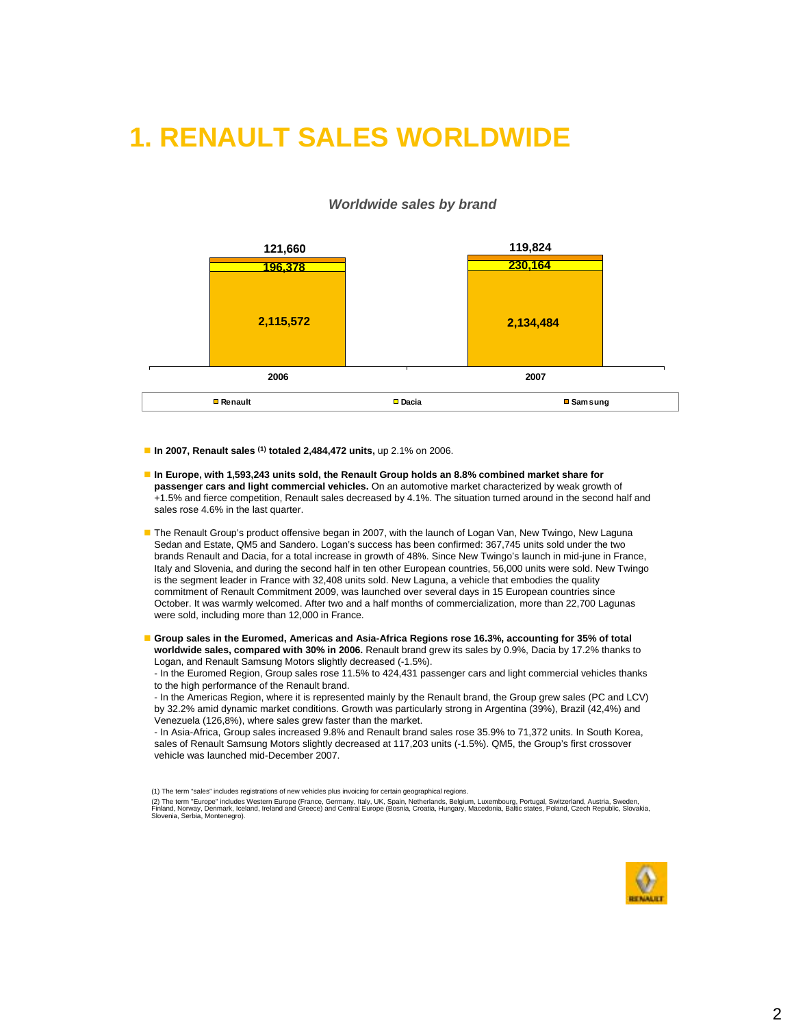# 1. RENAULT SALES WORLDWIDE

*Worldwide sales by brand*

| | 2006 | 2007 |
|---|---|---|
| Renault | 2,115,572 | 2,134,484 |
| Dacia | 196,378 | 230,164 |
| Samsung | 121,660 | 119,824 |

- **In 2007, Renault sales [1] totaled 2,484,472 units,** up 2.1% on 2006.
- **In Europe, with 1,593,243 units sold, the Renault Group holds an 8.8% combined market share for passenger cars and light commercial vehicles.** On an automotive market characterized by weak growth of +1.5% and fierce competition, Renault sales decreased by 4.1%. The situation turned around in the second half and sales rose 4.6% in the last quarter.
- The Renault Group's product offensive began in 2007, with the launch of Logan Van, New Twingo, New Laguna Sedan and Estate, QM5 and Sandero. Logan's success has been confirmed: 367,745 units sold under the two brands Renault and Dacia, for a total increase in growth of 48%. Since New Twingo's launch in mid-june in France, Italy and Slovenia, and during the second half in ten other European countries, 56,000 units were sold. New Twingo is the segment leader in France with 32,408 units sold. New Laguna, a vehicle that embodies the quality commitment of Renault Commitment 2009, was launched over several days in 15 European countries since October. It was warmly welcomed. After two and a half months of commercialization, more than 22,700 Lagunas were sold, including more than 12,000 in France.
- **Group sales in the Euromed, Americas and Asia-Africa Regions rose 16.3%, accounting for 35% of total worldwide sales, compared with 30% in 2006.** Renault brand grew its sales by 0.9%, Dacia by 17.2% thanks to Logan, and Renault Samsung Motors slightly decreased (-1.5%).
  - In the Euromed Region, Group sales rose 11.5% to 424,431 passenger cars and light commercial vehicles thanks to the high performance of the Renault brand.
  - In the Americas Region, where it is represented mainly by the Renault brand, the Group grew sales (PC and LCV) by 32.2% amid dynamic market conditions. Growth was particularly strong in Argentina (39%), Brazil (42,4%) and Venezuela (126,8%), where sales grew faster than the market.
  - In Asia-Africa, Group sales increased 9.8% and Renault brand sales rose 35.9% to 71,372 units. In South Korea, sales of Renault Samsung Motors slightly decreased at 117,203 units (-1.5%). QM5, the Group's first crossover vehicle was launched mid-December 2007.

(1) The term "sales" includes registrations of new vehicles plus invoicing for certain geographical regions.

(2) The term "Europe" includes Western Europe (France, Germany, Italy, UK, Spain, Netherlands, Belgium, Luxembourg, Portugal, Switzerland, Austria, Sweden, Finland, Norway, Denmark, Iceland, Ireland and Greece) and Central Europe (Bosnia, Croatia, Hungary, Macedonia, Baltic states, Poland, Czech Republic, Slovakia, Slovenia, Serbia, Montenegro).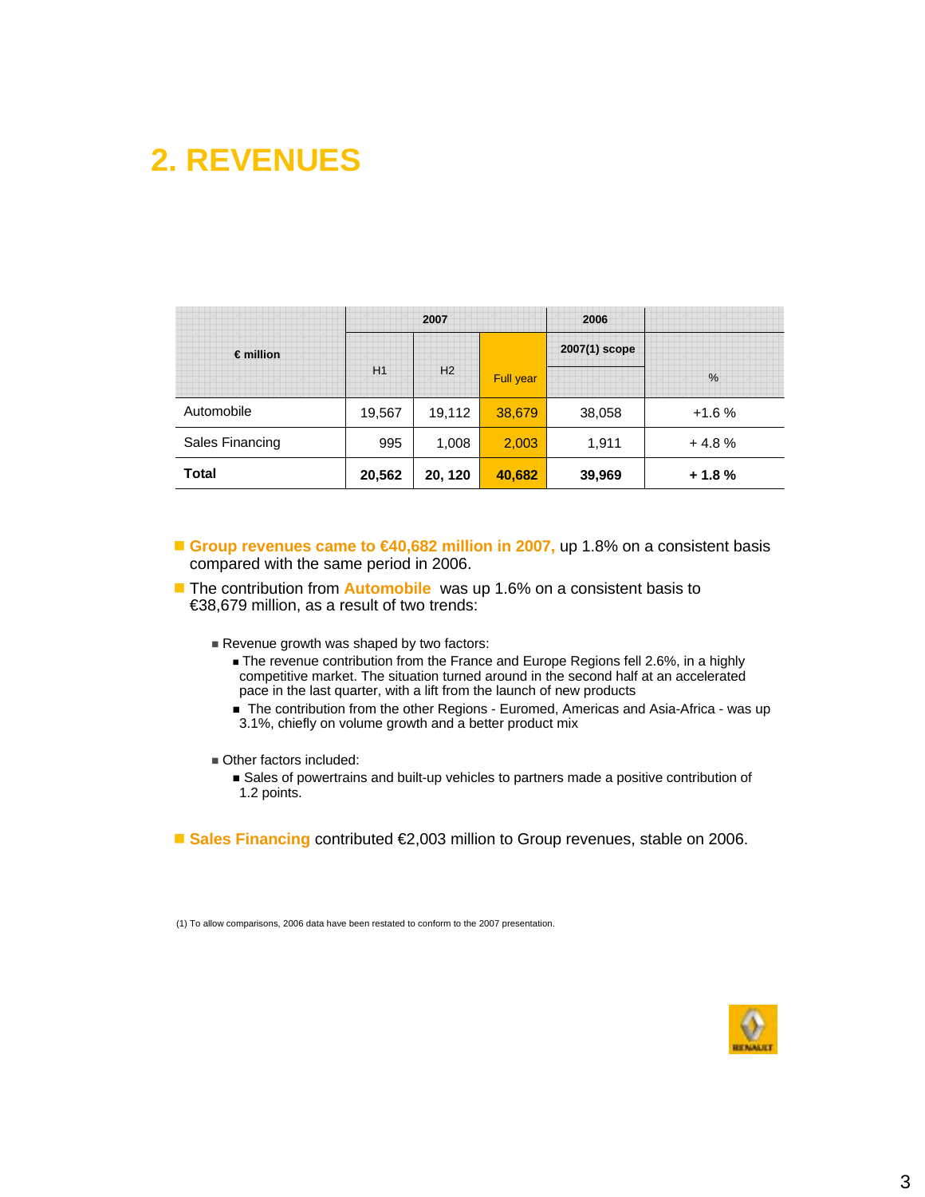# 2. REVENUES

| € million | 2007 | | | 2006 | % |
|---|---|---|---|---|---|
| | | | | 2007(1) scope | |
| | H1 | H2 | Full year | | |
| Automobile | 19,567 | 19,112 | 38,679 | 38,058 | +1.6 % |
| Sales Financing | 995 | 1,008 | 2,003 | 1,911 | + 4.8 % |
| **Total** | **20,562** | **20, 120** | **40,682** | **39,969** | **+ 1.8 %** |

- **Group revenues came to €40,682 million in 2007,** up 1.8% on a consistent basis compared with the same period in 2006.
- The contribution from **Automobile** was up 1.6% on a consistent basis to €38,679 million, as a result of two trends:
  - Revenue growth was shaped by two factors:
    - The revenue contribution from the France and Europe Regions fell 2.6%, in a highly competitive market. The situation turned around in the second half at an accelerated pace in the last quarter, with a lift from the launch of new products
    - The contribution from the other Regions - Euromed, Americas and Asia-Africa - was up 3.1%, chiefly on volume growth and a better product mix
  - Other factors included:
    - Sales of powertrains and built-up vehicles to partners made a positive contribution of 1.2 points.
- **Sales Financing** contributed €2,003 million to Group revenues, stable on 2006.

(1) To allow comparisons, 2006 data have been restated to conform to the 2007 presentation.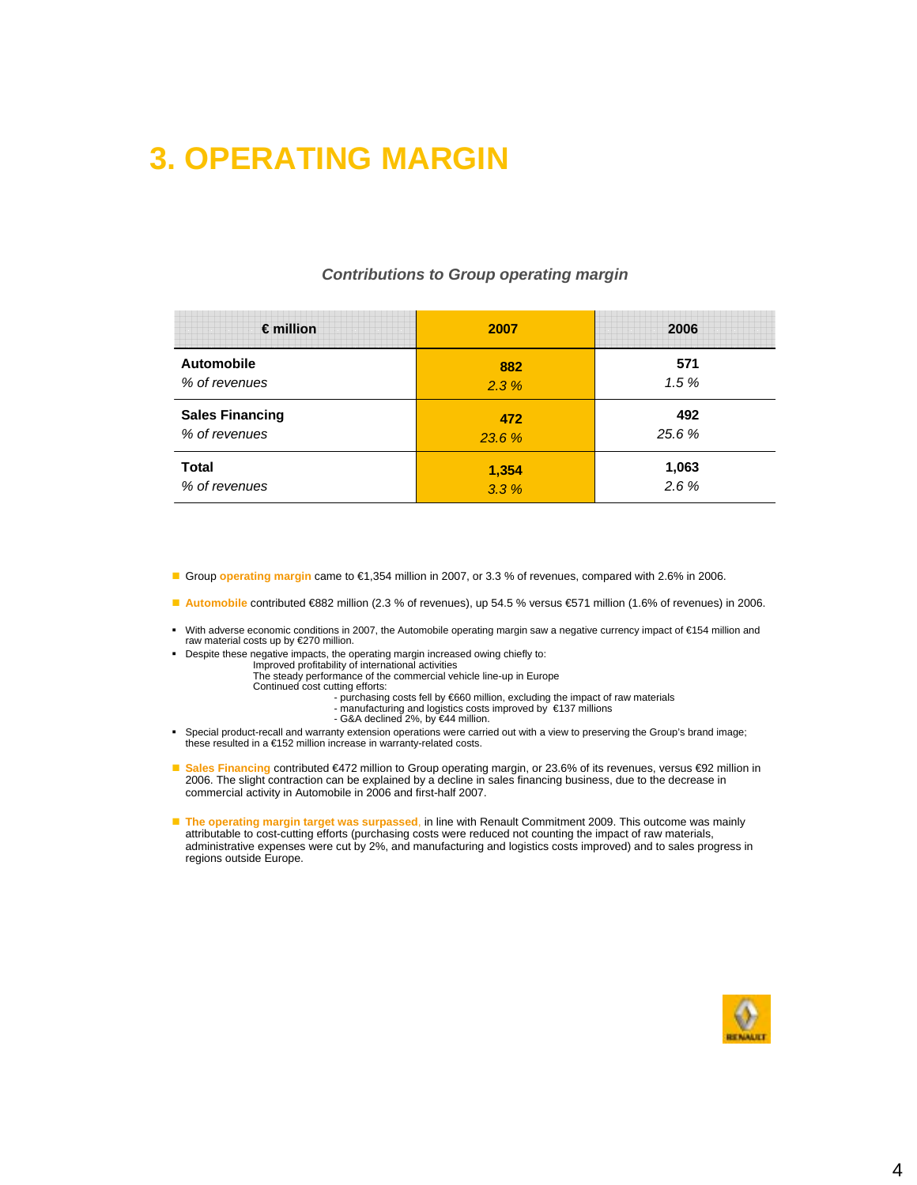# 3. OPERATING MARGIN

*Contributions to Group operating margin*

| € million | 2007 | 2006 |
|---|---|---|
| **Automobile** | **882** | **571** |
| *% of revenues* | *2.3 %* | *1.5 %* |
| **Sales Financing** | **472** | **492** |
| *% of revenues* | *23.6 %* | *25.6 %* |
| **Total** | **1,354** | **1,063** |
| *% of revenues* | *3.3 %* | *2.6 %* |

- Group **operating margin** came to €1,354 million in 2007, or 3.3 % of revenues, compared with 2.6% in 2006.

- **Automobile** contributed €882 million (2.3 % of revenues), up 54.5 % versus €571 million (1.6% of revenues) in 2006.

  - With adverse economic conditions in 2007, the Automobile operating margin saw a negative currency impact of €154 million and raw material costs up by €270 million.
  - Despite these negative impacts, the operating margin increased owing chiefly to:
    - Improved profitability of international activities
    - The steady performance of the commercial vehicle line-up in Europe
    - Continued cost cutting efforts:
      - purchasing costs fell by €660 million, excluding the impact of raw materials
      - manufacturing and logistics costs improved by €137 millions
      - G&A declined 2%, by €44 million.
  - Special product-recall and warranty extension operations were carried out with a view to preserving the Group's brand image; these resulted in a €152 million increase in warranty-related costs.

- **Sales Financing** contributed €472 million to Group operating margin, or 23.6% of its revenues, versus €92 million in 2006. The slight contraction can be explained by a decline in sales financing business, due to the decrease in commercial activity in Automobile in 2006 and first-half 2007.

- **The operating margin target was surpassed**, in line with Renault Commitment 2009. This outcome was mainly attributable to cost-cutting efforts (purchasing costs were reduced not counting the impact of raw materials, administrative expenses were cut by 2%, and manufacturing and logistics costs improved) and to sales progress in regions outside Europe.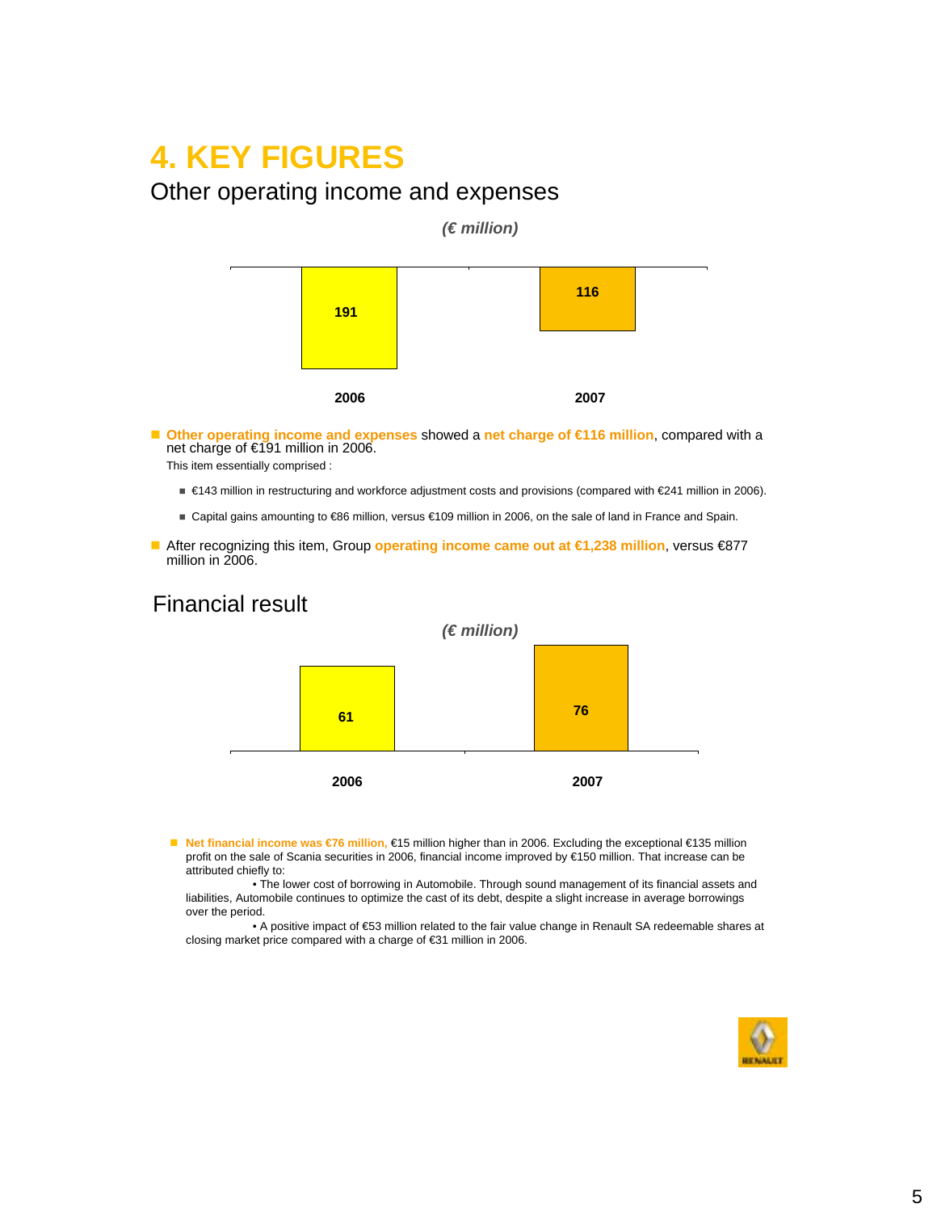# 4. KEY FIGURES

## Other operating income and expenses

*(€ million)*

| 2006 | 2007 |
|---|---|
| 191 | 116 |

- **Other operating income and expenses** showed a **net charge of €116 million**, compared with a net charge of €191 million in 2006.
  This item essentially comprised :
  - €143 million in restructuring and workforce adjustment costs and provisions (compared with €241 million in 2006).
  - Capital gains amounting to €86 million, versus €109 million in 2006, on the sale of land in France and Spain.
- After recognizing this item, Group **operating income came out at €1,238 million**, versus €877 million in 2006.

## Financial result

*(€ million)*

| 2006 | 2007 |
|---|---|
| 61 | 76 |

- **Net financial income was €76 million,** €15 million higher than in 2006. Excluding the exceptional €135 million profit on the sale of Scania securities in 2006, financial income improved by €150 million. That increase can be attributed chiefly to:
  - The lower cost of borrowing in Automobile. Through sound management of its financial assets and liabilities, Automobile continues to optimize the cast of its debt, despite a slight increase in average borrowings over the period.
  - A positive impact of €53 million related to the fair value change in Renault SA redeemable shares at closing market price compared with a charge of €31 million in 2006.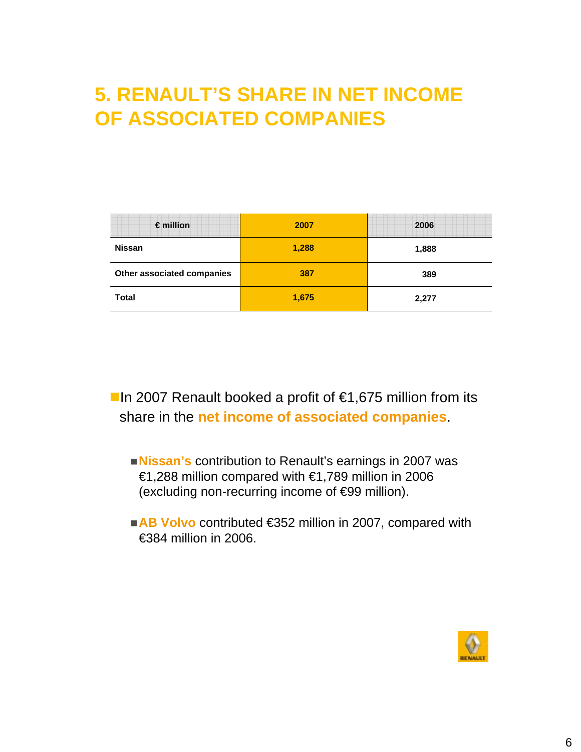# 5. RENAULT'S SHARE IN NET INCOME OF ASSOCIATED COMPANIES

| € million | 2007 | 2006 |
|---|---|---|
| Nissan | 1,288 | 1,888 |
| Other associated companies | 387 | 389 |
| Total | 1,675 | 2,277 |

- In 2007 Renault booked a profit of €1,675 million from its share in the **net income of associated companies**.
  - **Nissan's** contribution to Renault's earnings in 2007 was €1,288 million compared with €1,789 million in 2006 (excluding non-recurring income of €99 million).
  - **AB Volvo** contributed €352 million in 2007, compared with €384 million in 2006.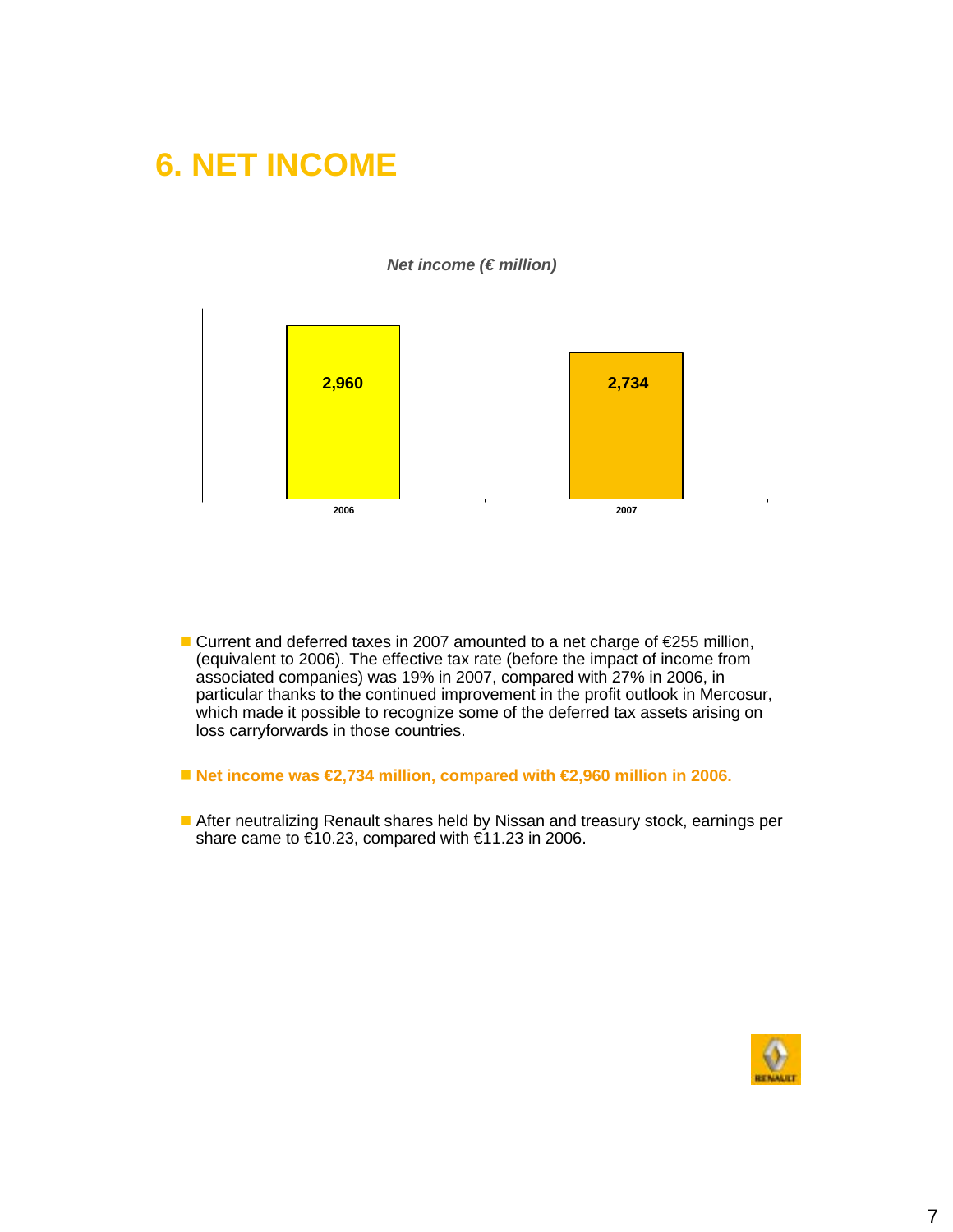# 6. NET INCOME

*Net income (€ million)*

| 2006 | 2007 |
|---|---|
| 2,960 | 2,734 |

- Current and deferred taxes in 2007 amounted to a net charge of €255 million, (equivalent to 2006). The effective tax rate (before the impact of income from associated companies) was 19% in 2007, compared with 27% in 2006, in particular thanks to the continued improvement in the profit outlook in Mercosur, which made it possible to recognize some of the deferred tax assets arising on loss carryforwards in those countries.

- **Net income was €2,734 million, compared with €2,960 million in 2006.**

- After neutralizing Renault shares held by Nissan and treasury stock, earnings per share came to €10.23, compared with €11.23 in 2006.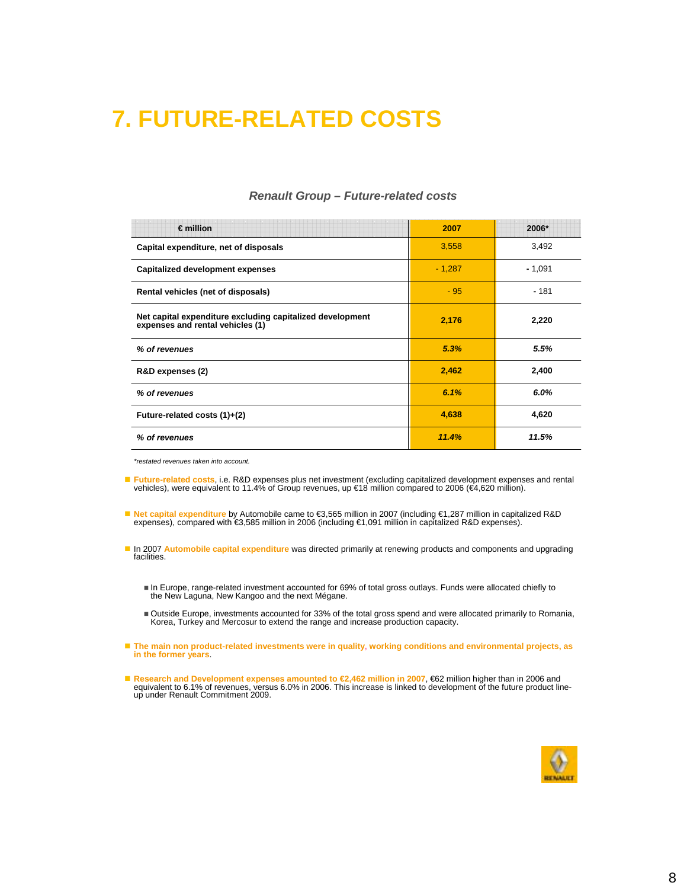# 7. FUTURE-RELATED COSTS

### *Renault Group – Future-related costs*

| € million | 2007 | 2006* |
|---|---|---|
| **Capital expenditure, net of disposals** | 3,558 | 3,492 |
| **Capitalized development expenses** | - 1,287 | - 1,091 |
| **Rental vehicles (net of disposals)** | - 95 | - 181 |
| **Net capital expenditure excluding capitalized development expenses and rental vehicles (1)** | **2,176** | **2,220** |
| ***% of revenues*** | ***5.3%*** | ***5.5%*** |
| **R&D expenses (2)** | **2,462** | **2,400** |
| ***% of revenues*** | ***6.1%*** | ***6.0%*** |
| **Future-related costs (1)+(2)** | **4,638** | **4,620** |
| ***% of revenues*** | ***11.4%*** | ***11.5%*** |

*\*restated revenues taken into account.*

- **Future-related costs**, i.e. R&D expenses plus net investment (excluding capitalized development expenses and rental vehicles), were equivalent to 11.4% of Group revenues, up €18 million compared to 2006 (€4,620 million).

- **Net capital expenditure** by Automobile came to €3,565 million in 2007 (including €1,287 million in capitalized R&D expenses), compared with €3,585 million in 2006 (including €1,091 million in capitalized R&D expenses).

- In 2007 **Automobile capital expenditure** was directed primarily at renewing products and components and upgrading facilities.

  - In Europe, range-related investment accounted for 69% of total gross outlays. Funds were allocated chiefly to the New Laguna, New Kangoo and the next Mégane.
  - Outside Europe, investments accounted for 33% of the total gross spend and were allocated primarily to Romania, Korea, Turkey and Mercosur to extend the range and increase production capacity.

- **The main non product-related investments were in quality, working conditions and environmental projects, as in the former years**.

- **Research and Development expenses amounted to €2,462 million in 2007**, €62 million higher than in 2006 and equivalent to 6.1% of revenues, versus 6.0% in 2006. This increase is linked to development of the future product line-up under Renault Commitment 2009.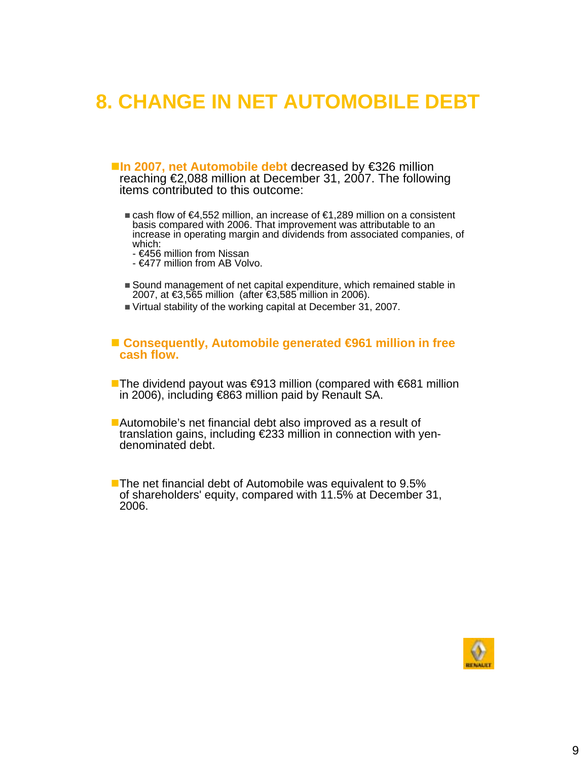# 8. CHANGE IN NET AUTOMOBILE DEBT

- **In 2007, net Automobile debt** decreased by €326 million reaching €2,088 million at December 31, 2007. The following items contributed to this outcome:
  - cash flow of €4,552 million, an increase of €1,289 million on a consistent basis compared with 2006. That improvement was attributable to an increase in operating margin and dividends from associated companies, of which:
    - €456 million from Nissan
    - €477 million from AB Volvo.
  - Sound management of net capital expenditure, which remained stable in 2007, at €3,565 million (after €3,585 million in 2006).
  - Virtual stability of the working capital at December 31, 2007.

- **Consequently, Automobile generated €961 million in free cash flow.**

- The dividend payout was €913 million (compared with €681 million in 2006), including €863 million paid by Renault SA.

- Automobile's net financial debt also improved as a result of translation gains, including €233 million in connection with yen-denominated debt.

- The net financial debt of Automobile was equivalent to 9.5% of shareholders' equity, compared with 11.5% at December 31, 2006.